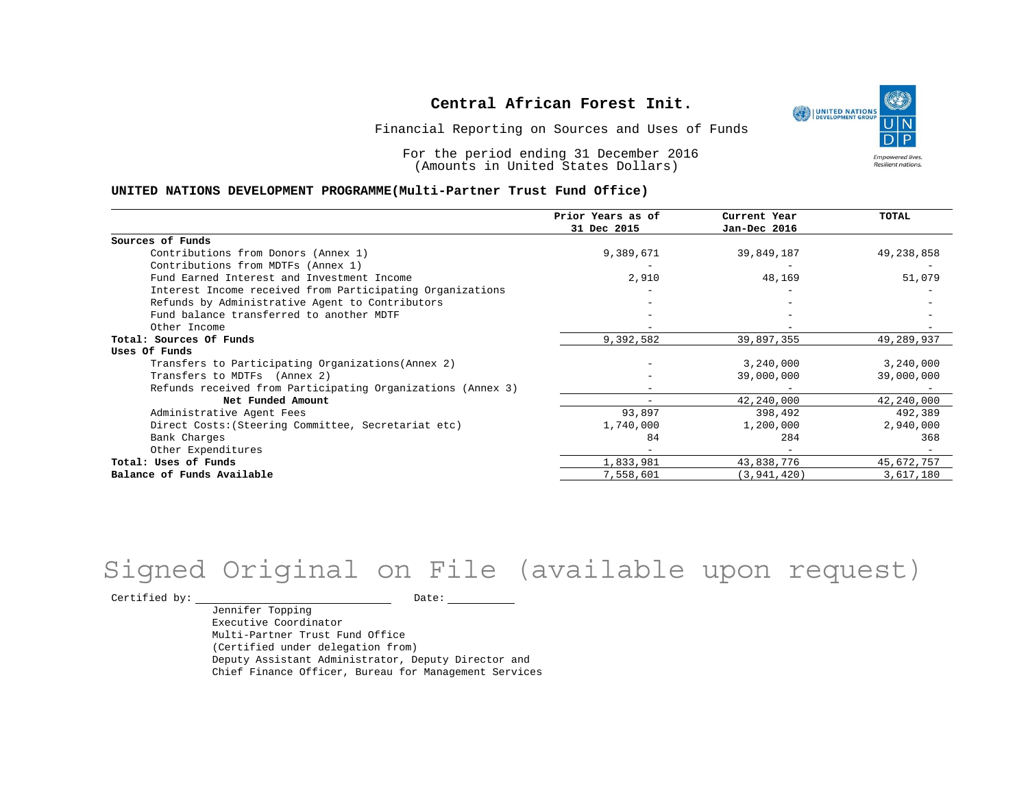# Central African Forest Init.

Financial Reporting on Sources and Uses of Funds

For the period ending 31 December 2016
(Amounts in United States Dollars)

**UNITED NATIONS DEVELOPMENT PROGRAMME(Multi-Partner Trust Fund Office)**

| | Prior Years as of 31 Dec 2015 | Current Year Jan-Dec 2016 | TOTAL |
|---|---|---|---|
| **Sources of Funds** | | | |
| Contributions from Donors (Annex 1) | 9,389,671 | 39,849,187 | 49,238,858 |
| Contributions from MDTFs (Annex 1) | - | - | - |
| Fund Earned Interest and Investment Income | 2,910 | 48,169 | 51,079 |
| Interest Income received from Participating Organizations | - | - | - |
| Refunds by Administrative Agent to Contributors | - | - | - |
| Fund balance transferred to another MDTF | - | - | - |
| Other Income | - | - | - |
| **Total: Sources Of Funds** | 9,392,582 | 39,897,355 | 49,289,937 |
| **Uses Of Funds** | | | |
| Transfers to Participating Organizations(Annex 2) | - | 3,240,000 | 3,240,000 |
| Transfers to MDTFs (Annex 2) | - | 39,000,000 | 39,000,000 |
| Refunds received from Participating Organizations (Annex 3) | - | - | - |
| **Net Funded Amount** | - | 42,240,000 | 42,240,000 |
| Administrative Agent Fees | 93,897 | 398,492 | 492,389 |
| Direct Costs:(Steering Committee, Secretariat etc) | 1,740,000 | 1,200,000 | 2,940,000 |
| Bank Charges | 84 | 284 | 368 |
| Other Expenditures | - | - | - |
| **Total: Uses of Funds** | 1,833,981 | 43,838,776 | 45,672,757 |
| **Balance of Funds Available** | 7,558,601 | (3,941,420) | 3,617,180 |

Signed Original on File (available upon request)

Certified by: \_\_\_\_\_\_\_\_\_\_\_\_\_\_\_\_\_\_\_\_ Date: \_\_\_\_\_\_\_\_

Jennifer Topping
Executive Coordinator
Multi-Partner Trust Fund Office
(Certified under delegation from)
Deputy Assistant Administrator, Deputy Director and
Chief Finance Officer, Bureau for Management Services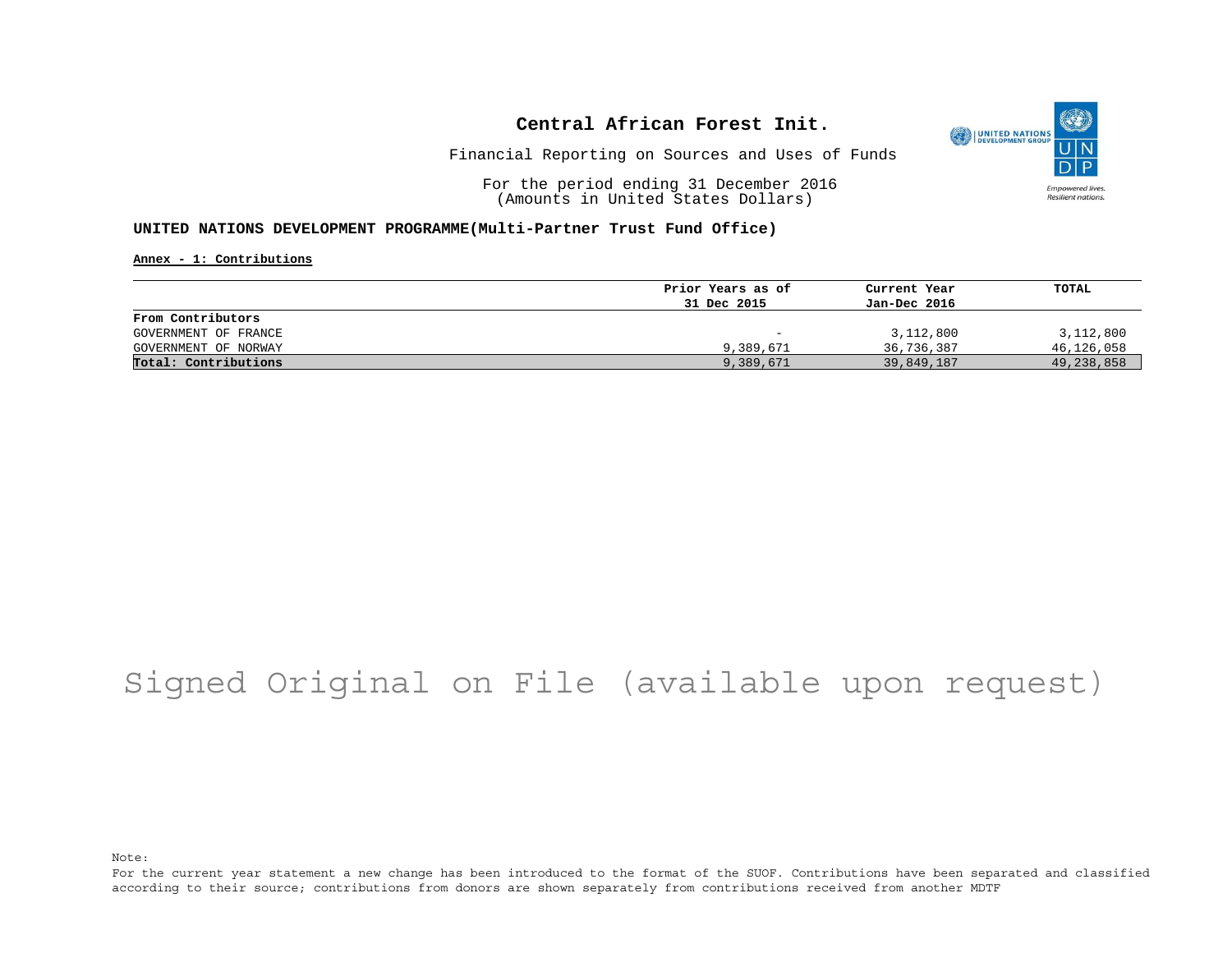# Central African Forest Init.

Financial Reporting on Sources and Uses of Funds

For the period ending 31 December 2016
(Amounts in United States Dollars)

**UNITED NATIONS DEVELOPMENT PROGRAMME(Multi-Partner Trust Fund Office)**

**Annex - 1: Contributions**

| | Prior Years as of 31 Dec 2015 | Current Year Jan-Dec 2016 | TOTAL |
|---|---|---|---|
| **From Contributors** | | | |
| GOVERNMENT OF FRANCE | - | 3,112,800 | 3,112,800 |
| GOVERNMENT OF NORWAY | 9,389,671 | 36,736,387 | 46,126,058 |
| **Total: Contributions** | 9,389,671 | 39,849,187 | 49,238,858 |

Signed Original on File (available upon request)

Note:
For the current year statement a new change has been introduced to the format of the SUOF. Contributions have been separated and classified according to their source; contributions from donors are shown separately from contributions received from another MDTF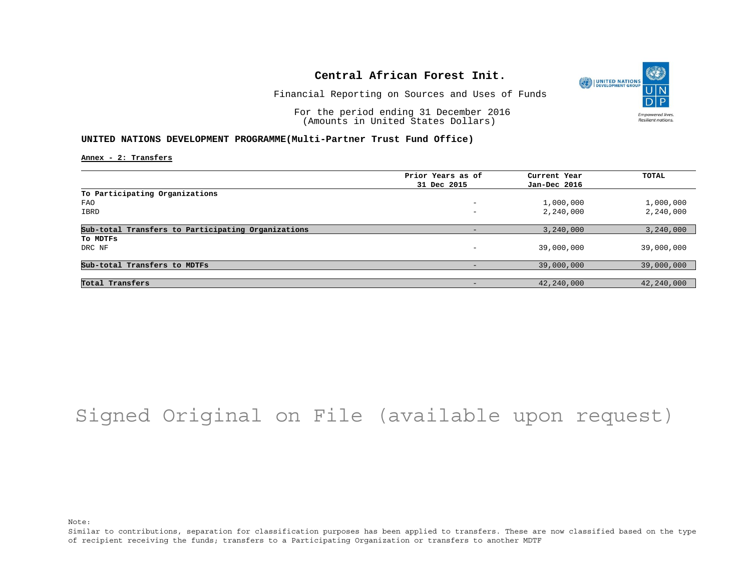# Central African Forest Init.

Financial Reporting on Sources and Uses of Funds

For the period ending 31 December 2016
(Amounts in United States Dollars)

## UNITED NATIONS DEVELOPMENT PROGRAMME(Multi-Partner Trust Fund Office)

**Annex - 2: Transfers**

| | Prior Years as of 31 Dec 2015 | Current Year Jan-Dec 2016 | TOTAL |
|---|---|---|---|
| **To Participating Organizations** | | | |
| FAO | - | 1,000,000 | 1,000,000 |
| IBRD | - | 2,240,000 | 2,240,000 |
| **Sub-total Transfers to Participating Organizations** | - | 3,240,000 | 3,240,000 |
| **To MDTFs** | | | |
| DRC NF | - | 39,000,000 | 39,000,000 |
| **Sub-total Transfers to MDTFs** | - | 39,000,000 | 39,000,000 |
| **Total Transfers** | - | 42,240,000 | 42,240,000 |

Signed Original on File (available upon request)

Note:
Similar to contributions, separation for classification purposes has been applied to transfers. These are now classified based on the type of recipient receiving the funds; transfers to a Participating Organization or transfers to another MDTF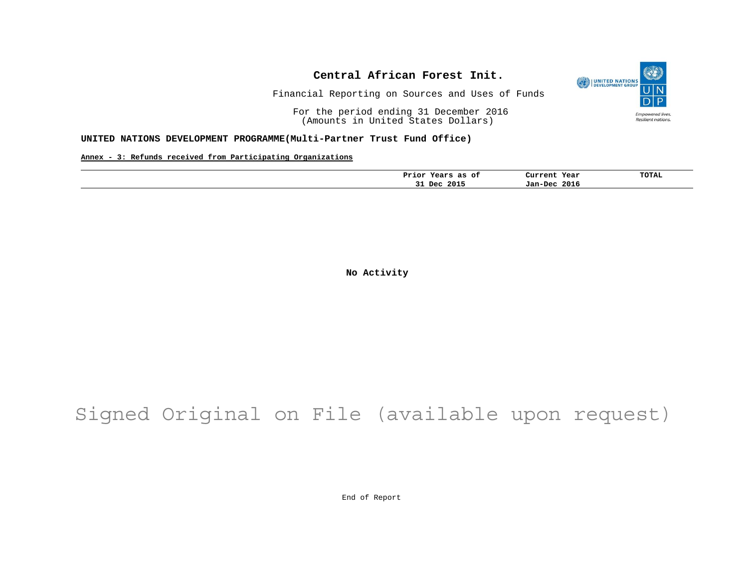# Central African Forest Init.

Financial Reporting on Sources and Uses of Funds

For the period ending 31 December 2016
(Amounts in United States Dollars)

**UNITED NATIONS DEVELOPMENT PROGRAMME(Multi-Partner Trust Fund Office)**

**Annex - 3: Refunds received from Participating Organizations**

| | Prior Years as of 31 Dec 2015 | Current Year Jan-Dec 2016 | TOTAL |
|---|---|---|---|

**No Activity**

Signed Original on File (available upon request)

End of Report